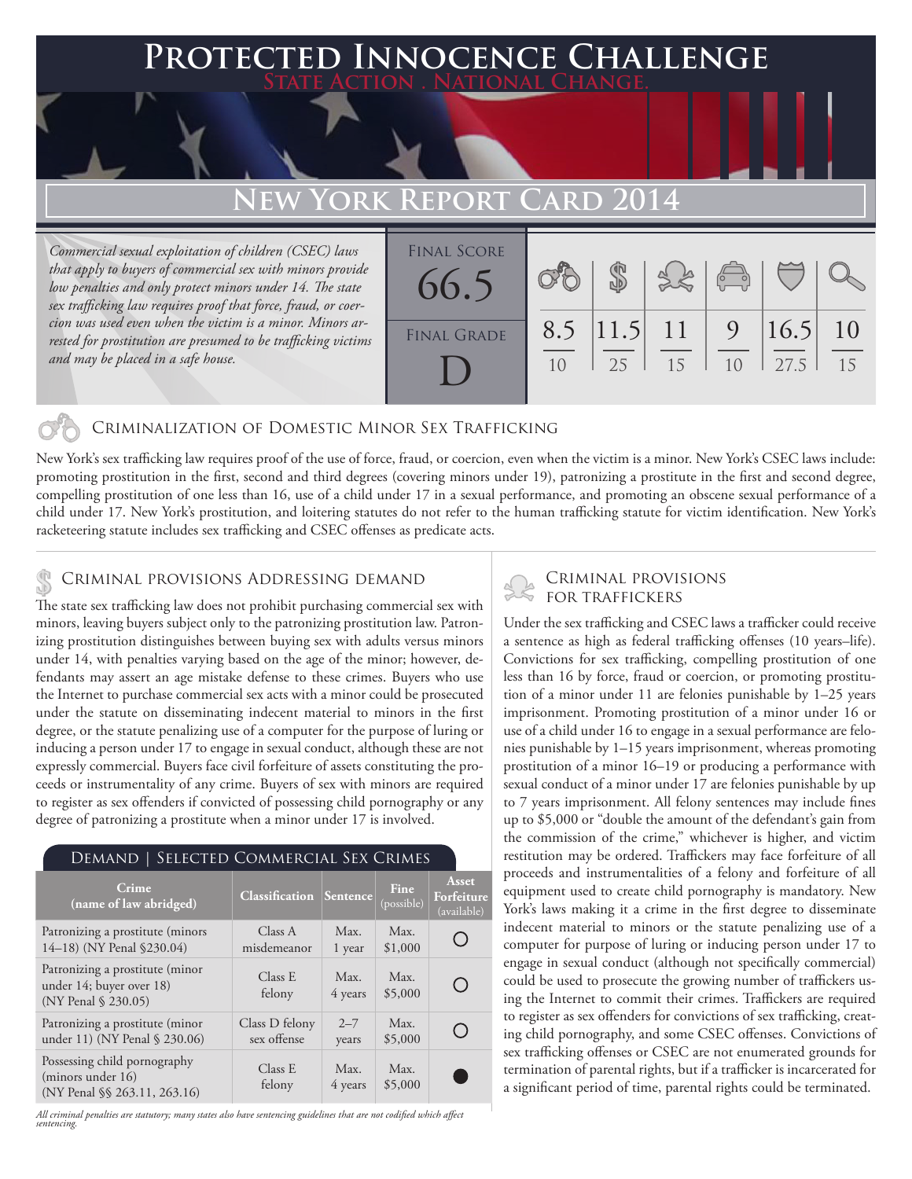# Protected Innocence Challenge

**State Action . National Change.**

## New York Report Card 2014

*Commercial sexual exploitation of children (CSEC) laws that apply to buyers of commercial sex with minors provide low penalties and only protect minors under 14. The state sex trafficking law requires proof that force, fraud, or coercion was used even when the victim is a minor. Minors arrested for prostitution are presumed to be trafficking victims and may be placed in a safe house.*

**Final Score:** 66.5

**Final Grade:** D

| Criminalization of Domestic Minor Sex Trafficking | Criminal Provisions Addressing Demand | Criminal Provisions for Traffickers | Criminal Provisions for Facilitators | Protective Provisions for the Child Victims | Criminal Justice Tools for Investigation and Prosecution |
|---|---|---|---|---|---|
| 8.5/10 | 11.5/25 | 11/15 | 9/10 | 16.5/27.5 | 10/15 |

### Criminalization of Domestic Minor Sex Trafficking

New York's sex trafficking law requires proof of the use of force, fraud, or coercion, even when the victim is a minor. New York's CSEC laws include: promoting prostitution in the first, second and third degrees (covering minors under 19), patronizing a prostitute in the first and second degree, compelling prostitution of one less than 16, use of a child under 17 in a sexual performance, and promoting an obscene sexual performance of a child under 17. New York's prostitution, and loitering statutes do not refer to the human trafficking statute for victim identification. New York's racketeering statute includes sex trafficking and CSEC offenses as predicate acts.

### Criminal provisions Addressing demand

The state sex trafficking law does not prohibit purchasing commercial sex with minors, leaving buyers subject only to the patronizing prostitution law. Patronizing prostitution distinguishes between buying sex with adults versus minors under 14, with penalties varying based on the age of the minor; however, defendants may assert an age mistake defense to these crimes. Buyers who use the Internet to purchase commercial sex acts with a minor could be prosecuted under the statute on disseminating indecent material to minors in the first degree, or the statute penalizing use of a computer for the purpose of luring or inducing a person under 17 to engage in sexual conduct, although these are not expressly commercial. Buyers face civil forfeiture of assets constituting the proceeds or instrumentality of any crime. Buyers of sex with minors are required to register as sex offenders if convicted of possessing child pornography or any degree of patronizing a prostitute when a minor under 17 is involved.

#### Demand | Selected Commercial Sex Crimes

| Crime (name of law abridged) | Classification | Sentence | Fine (possible) | Asset Forfeiture (available) |
|---|---|---|---|---|
| Patronizing a prostitute (minors 14–18) (NY Penal §230.04) | Class A misdemeanor | Max. 1 year | Max. $1,000 | ○ |
| Patronizing a prostitute (minor under 14; buyer over 18) (NY Penal § 230.05) | Class E felony | Max. 4 years | Max. $5,000 | ○ |
| Patronizing a prostitute (minor under 11) (NY Penal § 230.06) | Class D felony sex offense | 2–7 years | Max. $5,000 | ○ |
| Possessing child pornography (minors under 16) (NY Penal §§ 263.11, 263.16) | Class E felony | Max. 4 years | Max. $5,000 | ● |

*All criminal penalties are statutory; many states also have sentencing guidelines that are not codified which affect sentencing.*

### Criminal provisions for traffickers

Under the sex trafficking and CSEC laws a trafficker could receive a sentence as high as federal trafficking offenses (10 years–life). Convictions for sex trafficking, compelling prostitution of one less than 16 by force, fraud or coercion, or promoting prostitution of a minor under 11 are felonies punishable by 1–25 years imprisonment. Promoting prostitution of a minor under 16 or use of a child under 16 to engage in a sexual performance are felonies punishable by 1–15 years imprisonment, whereas promoting prostitution of a minor 16–19 or producing a performance with sexual conduct of a minor under 17 are felonies punishable by up to 7 years imprisonment. All felony sentences may include fines up to $5,000 or "double the amount of the defendant's gain from the commission of the crime," whichever is higher, and victim restitution may be ordered. Traffickers may face forfeiture of all proceeds and instrumentalities of a felony and forfeiture of all equipment used to create child pornography is mandatory. New York's laws making it a crime in the first degree to disseminate indecent material to minors or the statute penalizing use of a computer for purpose of luring or inducing person under 17 to engage in sexual conduct (although not specifically commercial) could be used to prosecute the growing number of traffickers using the Internet to commit their crimes. Traffickers are required to register as sex offenders for convictions of sex trafficking, creating child pornography, and some CSEC offenses. Convictions of sex trafficking offenses or CSEC are not enumerated grounds for termination of parental rights, but if a trafficker is incarcerated for a significant period of time, parental rights could be terminated.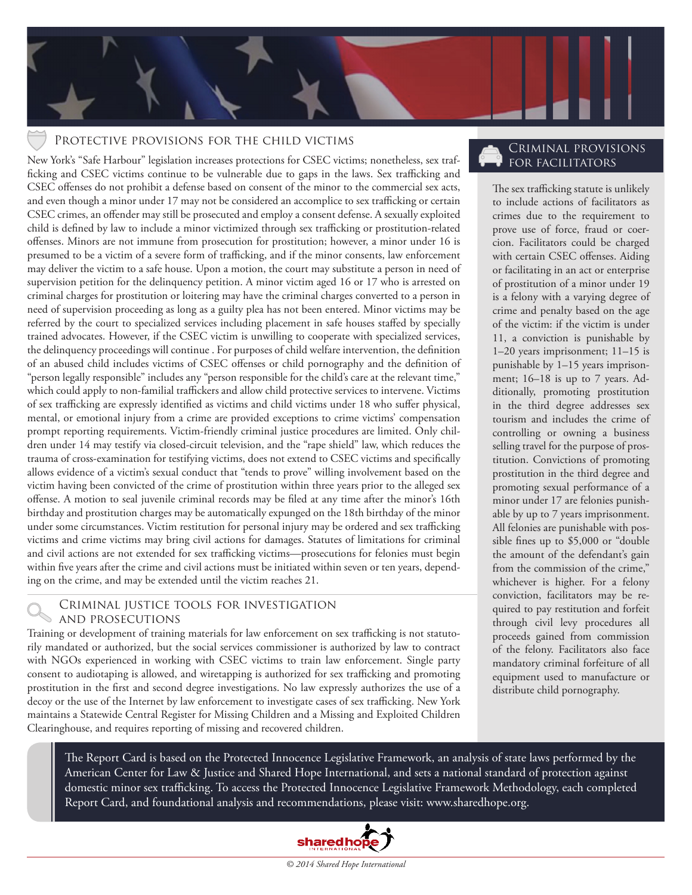## Protective provisions for the child victims

New York's "Safe Harbour" legislation increases protections for CSEC victims; nonetheless, sex trafficking and CSEC victims continue to be vulnerable due to gaps in the laws. Sex trafficking and CSEC offenses do not prohibit a defense based on consent of the minor to the commercial sex acts, and even though a minor under 17 may not be considered an accomplice to sex trafficking or certain CSEC crimes, an offender may still be prosecuted and employ a consent defense. A sexually exploited child is defined by law to include a minor victimized through sex trafficking or prostitution-related offenses. Minors are not immune from prosecution for prostitution; however, a minor under 16 is presumed to be a victim of a severe form of trafficking, and if the minor consents, law enforcement may deliver the victim to a safe house. Upon a motion, the court may substitute a person in need of supervision petition for the delinquency petition. A minor victim aged 16 or 17 who is arrested on criminal charges for prostitution or loitering may have the criminal charges converted to a person in need of supervision proceeding as long as a guilty plea has not been entered. Minor victims may be referred by the court to specialized services including placement in safe houses staffed by specially trained advocates. However, if the CSEC victim is unwilling to cooperate with specialized services, the delinquency proceedings will continue . For purposes of child welfare intervention, the definition of an abused child includes victims of CSEC offenses or child pornography and the definition of "person legally responsible" includes any "person responsible for the child's care at the relevant time," which could apply to non-familial traffickers and allow child protective services to intervene. Victims of sex trafficking are expressly identified as victims and child victims under 18 who suffer physical, mental, or emotional injury from a crime are provided exceptions to crime victims' compensation prompt reporting requirements. Victim-friendly criminal justice procedures are limited. Only children under 14 may testify via closed-circuit television, and the "rape shield" law, which reduces the trauma of cross-examination for testifying victims, does not extend to CSEC victims and specifically allows evidence of a victim's sexual conduct that "tends to prove" willing involvement based on the victim having been convicted of the crime of prostitution within three years prior to the alleged sex offense. A motion to seal juvenile criminal records may be filed at any time after the minor's 16th birthday and prostitution charges may be automatically expunged on the 18th birthday of the minor under some circumstances. Victim restitution for personal injury may be ordered and sex trafficking victims and crime victims may bring civil actions for damages. Statutes of limitations for criminal and civil actions are not extended for sex trafficking victims—prosecutions for felonies must begin within five years after the crime and civil actions must be initiated within seven or ten years, depending on the crime, and may be extended until the victim reaches 21.

## Criminal justice tools for investigation and prosecutions

Training or development of training materials for law enforcement on sex trafficking is not statutorily mandated or authorized, but the social services commissioner is authorized by law to contract with NGOs experienced in working with CSEC victims to train law enforcement. Single party consent to audiotaping is allowed, and wiretapping is authorized for sex trafficking and promoting prostitution in the first and second degree investigations. No law expressly authorizes the use of a decoy or the use of the Internet by law enforcement to investigate cases of sex trafficking. New York maintains a Statewide Central Register for Missing Children and a Missing and Exploited Children Clearinghouse, and requires reporting of missing and recovered children.

## Criminal provisions for facilitators

The sex trafficking statute is unlikely to include actions of facilitators as crimes due to the requirement to prove use of force, fraud or coercion. Facilitators could be charged with certain CSEC offenses. Aiding or facilitating in an act or enterprise of prostitution of a minor under 19 is a felony with a varying degree of crime and penalty based on the age of the victim: if the victim is under 11, a conviction is punishable by 1–20 years imprisonment; 11–15 is punishable by 1–15 years imprisonment; 16–18 is up to 7 years. Additionally, promoting prostitution in the third degree addresses sex tourism and includes the crime of controlling or owning a business selling travel for the purpose of prostitution. Convictions of promoting prostitution in the third degree and promoting sexual performance of a minor under 17 are felonies punishable by up to 7 years imprisonment. All felonies are punishable with possible fines up to $5,000 or "double the amount of the defendant's gain from the commission of the crime," whichever is higher. For a felony conviction, facilitators may be required to pay restitution and forfeit through civil levy procedures all proceeds gained from commission of the felony. Facilitators also face mandatory criminal forfeiture of all equipment used to manufacture or distribute child pornography.

The Report Card is based on the Protected Innocence Legislative Framework, an analysis of state laws performed by the American Center for Law & Justice and Shared Hope International, and sets a national standard of protection against domestic minor sex trafficking. To access the Protected Innocence Legislative Framework Methodology, each completed Report Card, and foundational analysis and recommendations, please visit: www.sharedhope.org.

*© 2014 Shared Hope International*